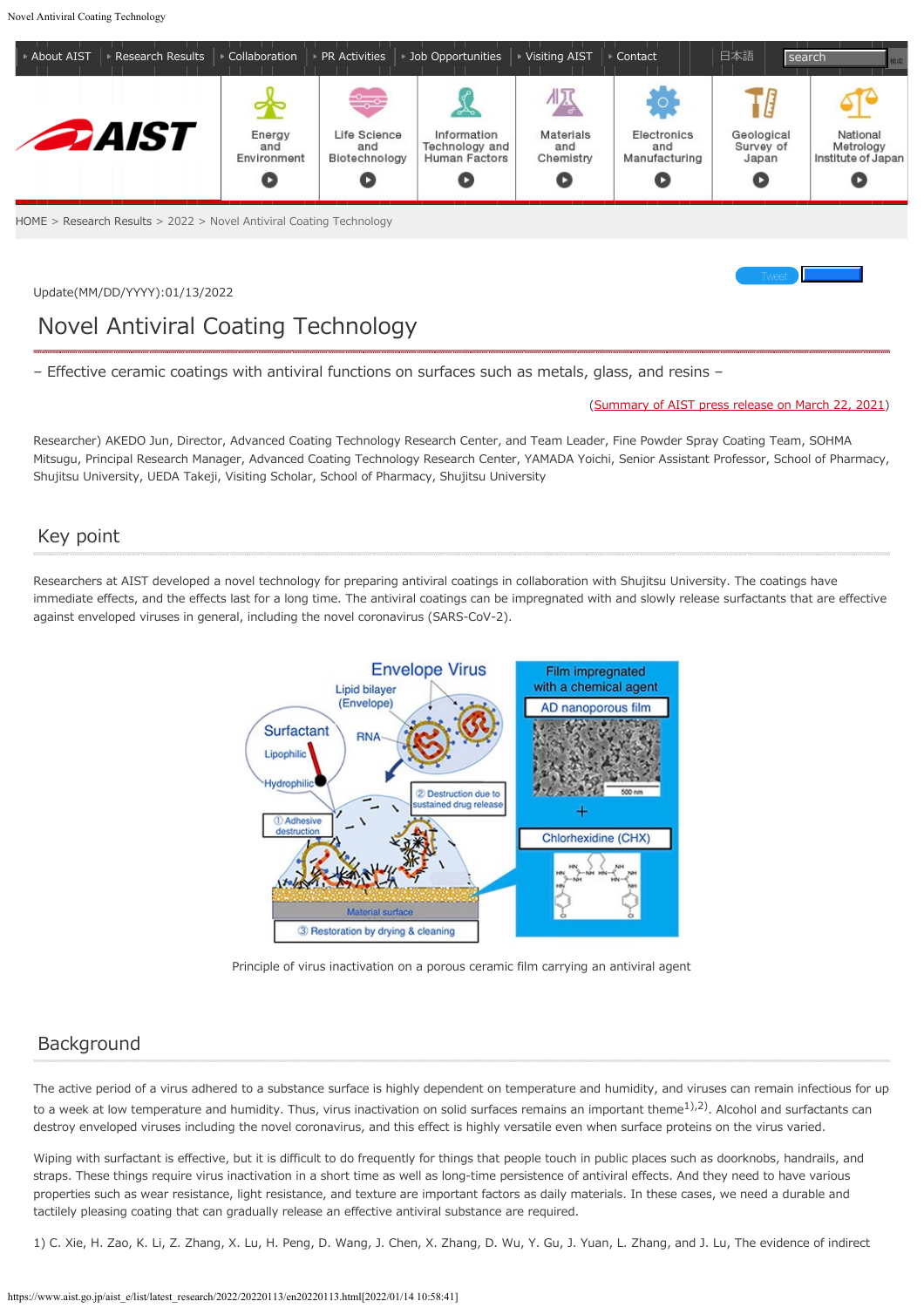HOME > Research Results > 2022 > Novel Antiviral Coating Technology

Update(MM/DD/YYYY):01/13/2022

# Novel Antiviral Coating Technology

– Effective ceramic coatings with antiviral functions on surfaces such as metals, glass, and resins –

(Summary of AIST press release on March 22, 2021)

Researcher) AKEDO Jun, Director, Advanced Coating Technology Research Center, and Team Leader, Fine Powder Spray Coating Team, SOHMA Mitsugu, Principal Research Manager, Advanced Coating Technology Research Center, YAMADA Yoichi, Senior Assistant Professor, School of Pharmacy, Shujitsu University, UEDA Takeji, Visiting Scholar, School of Pharmacy, Shujitsu University

## Key point

Researchers at AIST developed a novel technology for preparing antiviral coatings in collaboration with Shujitsu University. The coatings have immediate effects, and the effects last for a long time. The antiviral coatings can be impregnated with and slowly release surfactants that are effective against enveloped viruses in general, including the novel coronavirus (SARS-CoV-2).

Principle of virus inactivation on a porous ceramic film carrying an antiviral agent

## Background

The active period of a virus adhered to a substance surface is highly dependent on temperature and humidity, and viruses can remain infectious for up to a week at low temperature and humidity. Thus, virus inactivation on solid surfaces remains an important theme[1),2)]. Alcohol and surfactants can destroy enveloped viruses including the novel coronavirus, and this effect is highly versatile even when surface proteins on the virus varied.

Wiping with surfactant is effective, but it is difficult to do frequently for things that people touch in public places such as doorknobs, handrails, and straps. These things require virus inactivation in a short time as well as long-time persistence of antiviral effects. And they need to have various properties such as wear resistance, light resistance, and texture are important factors as daily materials. In these cases, we need a durable and tactilely pleasing coating that can gradually release an effective antiviral substance are required.

1) C. Xie, H. Zao, K. Li, Z. Zhang, X. Lu, H. Peng, D. Wang, J. Chen, X. Zhang, D. Wu, Y. Gu, J. Yuan, L. Zhang, and J. Lu, The evidence of indirect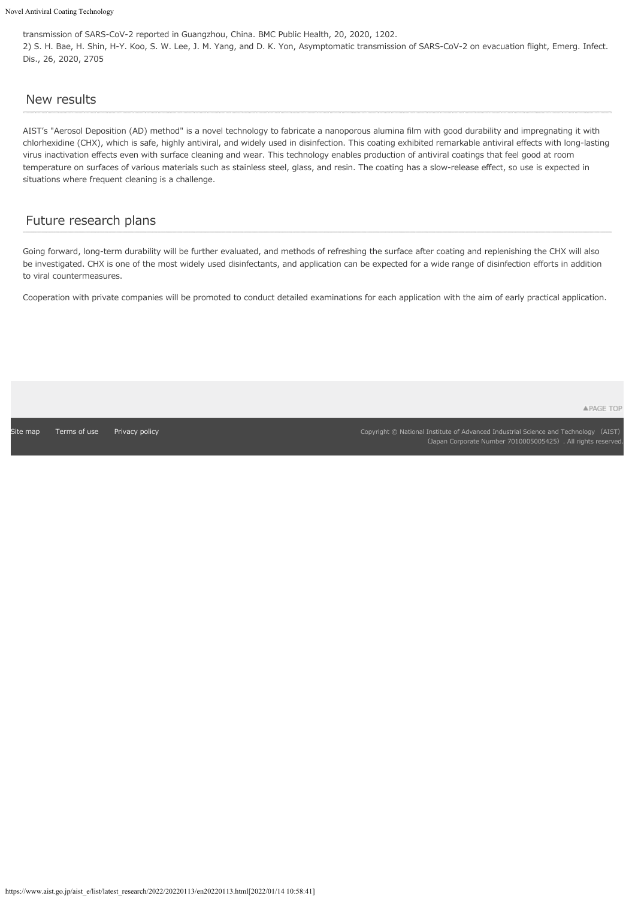transmission of SARS-CoV-2 reported in Guangzhou, China. BMC Public Health, 20, 2020, 1202.
2) S. H. Bae, H. Shin, H-Y. Koo, S. W. Lee, J. M. Yang, and D. K. Yon, Asymptomatic transmission of SARS-CoV-2 on evacuation flight, Emerg. Infect. Dis., 26, 2020, 2705

## New results

AIST’s "Aerosol Deposition (AD) method" is a novel technology to fabricate a nanoporous alumina film with good durability and impregnating it with chlorhexidine (CHX), which is safe, highly antiviral, and widely used in disinfection. This coating exhibited remarkable antiviral effects with long-lasting virus inactivation effects even with surface cleaning and wear. This technology enables production of antiviral coatings that feel good at room temperature on surfaces of various materials such as stainless steel, glass, and resin. The coating has a slow-release effect, so use is expected in situations where frequent cleaning is a challenge.

## Future research plans

Going forward, long-term durability will be further evaluated, and methods of refreshing the surface after coating and replenishing the CHX will also be investigated. CHX is one of the most widely used disinfectants, and application can be expected for a wide range of disinfection efforts in addition to viral countermeasures.

Cooperation with private companies will be promoted to conduct detailed examinations for each application with the aim of early practical application.